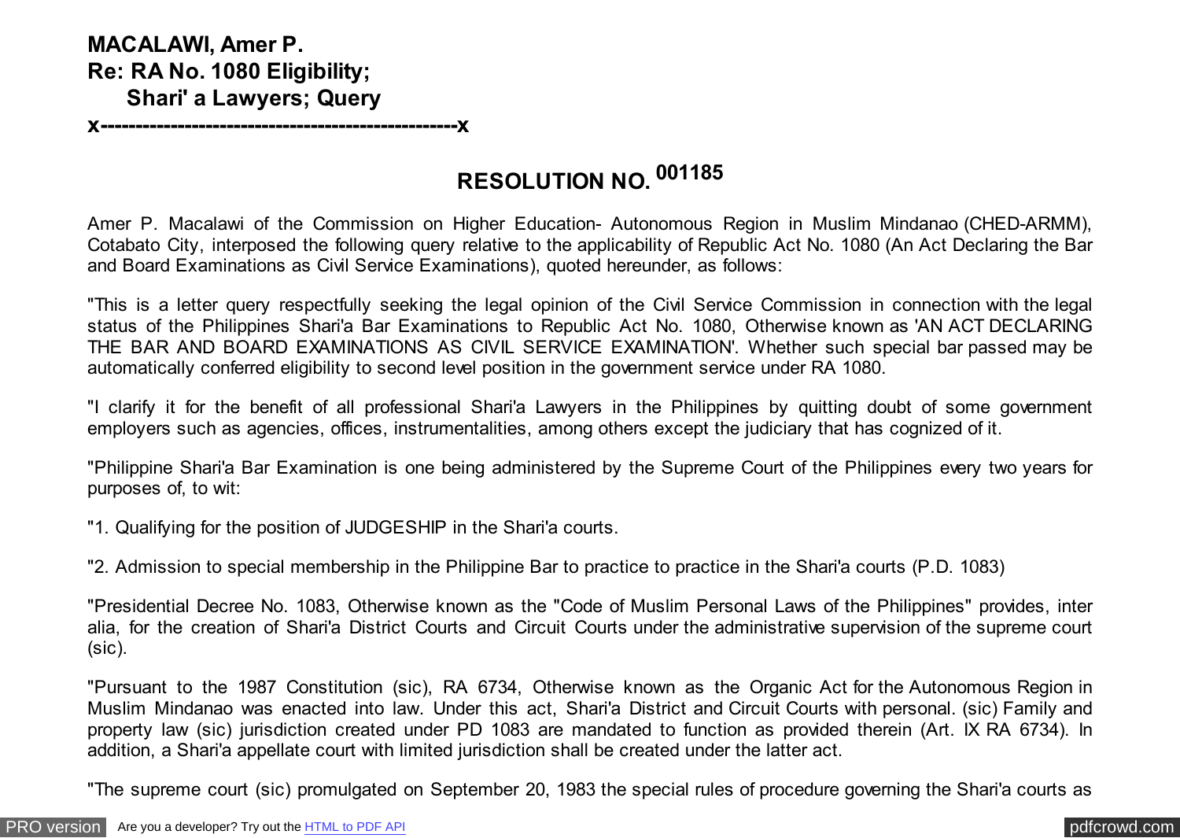**MACALAWI, Amer P.**
**Re: RA No. 1080 Eligibility;**
**Shari' a Lawyers; Query**
**x---------------------------------------------------x**

## RESOLUTION NO. 001185

Amer P. Macalawi of the Commission on Higher Education- Autonomous Region in Muslim Mindanao (CHED-ARMM), Cotabato City, interposed the following query relative to the applicability of Republic Act No. 1080 (An Act Declaring the Bar and Board Examinations as Civil Service Examinations), quoted hereunder, as follows:

"This is a letter query respectfully seeking the legal opinion of the Civil Service Commission in connection with the legal status of the Philippines Shari'a Bar Examinations to Republic Act No. 1080, Otherwise known as 'AN ACT DECLARING THE BAR AND BOARD EXAMINATIONS AS CIVIL SERVICE EXAMINATION'. Whether such special bar passed may be automatically conferred eligibility to second level position in the government service under RA 1080.

"I clarify it for the benefit of all professional Shari'a Lawyers in the Philippines by quitting doubt of some government employers such as agencies, offices, instrumentalities, among others except the judiciary that has cognized of it.

"Philippine Shari'a Bar Examination is one being administered by the Supreme Court of the Philippines every two years for purposes of, to wit:

"1. Qualifying for the position of JUDGESHIP in the Shari'a courts.

"2. Admission to special membership in the Philippine Bar to practice to practice in the Shari'a courts (P.D. 1083)

"Presidential Decree No. 1083, Otherwise known as the "Code of Muslim Personal Laws of the Philippines" provides, inter alia, for the creation of Shari'a District Courts and Circuit Courts under the administrative supervision of the supreme court (sic).

"Pursuant to the 1987 Constitution (sic), RA 6734, Otherwise known as the Organic Act for the Autonomous Region in Muslim Mindanao was enacted into law. Under this act, Shari'a District and Circuit Courts with personal. (sic) Family and property law (sic) jurisdiction created under PD 1083 are mandated to function as provided therein (Art. IX RA 6734). In addition, a Shari'a appellate court with limited jurisdiction shall be created under the latter act.

"The supreme court (sic) promulgated on September 20, 1983 the special rules of procedure governing the Shari'a courts as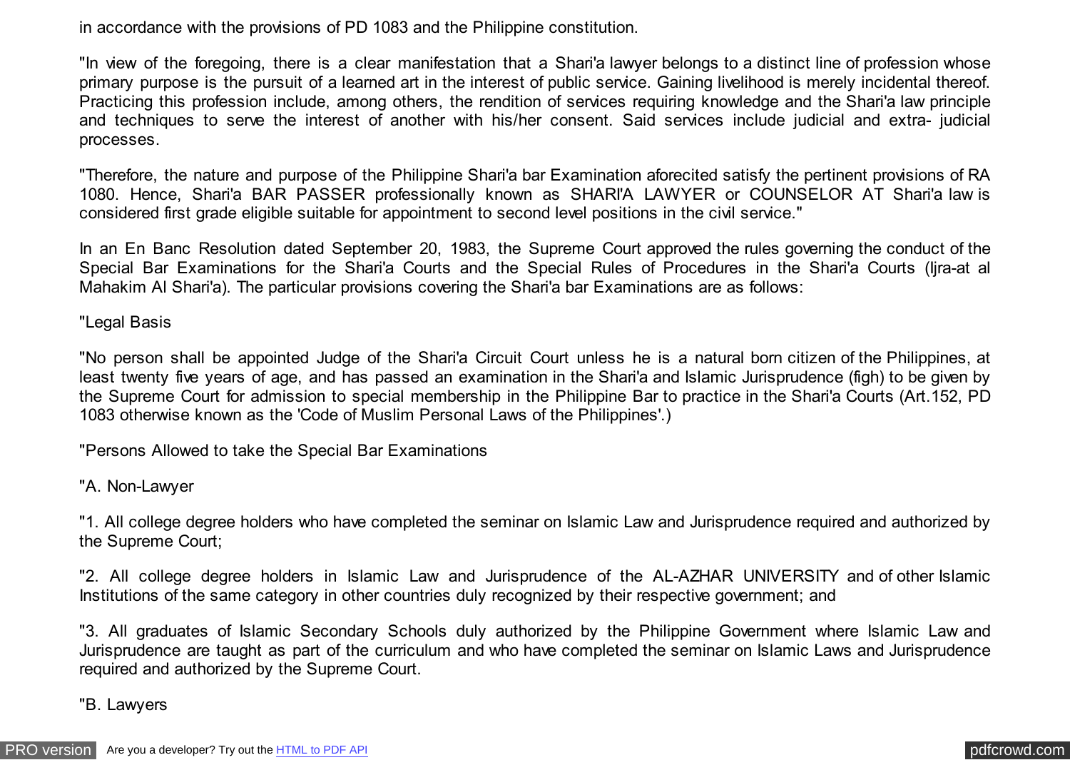in accordance with the provisions of PD 1083 and the Philippine constitution.

"In view of the foregoing, there is a clear manifestation that a Shari'a lawyer belongs to a distinct line of profession whose primary purpose is the pursuit of a learned art in the interest of public service. Gaining livelihood is merely incidental thereof. Practicing this profession include, among others, the rendition of services requiring knowledge and the Shari'a law principle and techniques to serve the interest of another with his/her consent. Said services include judicial and extra- judicial processes.

"Therefore, the nature and purpose of the Philippine Shari'a bar Examination aforecited satisfy the pertinent provisions of RA 1080. Hence, Shari'a BAR PASSER professionally known as SHARI'A LAWYER or COUNSELOR AT Shari'a law is considered first grade eligible suitable for appointment to second level positions in the civil service."

In an En Banc Resolution dated September 20, 1983, the Supreme Court approved the rules governing the conduct of the Special Bar Examinations for the Shari'a Courts and the Special Rules of Procedures in the Shari'a Courts (Ijra-at al Mahakim Al Shari'a). The particular provisions covering the Shari'a bar Examinations are as follows:

"Legal Basis

"No person shall be appointed Judge of the Shari'a Circuit Court unless he is a natural born citizen of the Philippines, at least twenty five years of age, and has passed an examination in the Shari'a and Islamic Jurisprudence (figh) to be given by the Supreme Court for admission to special membership in the Philippine Bar to practice in the Shari'a Courts (Art.152, PD 1083 otherwise known as the 'Code of Muslim Personal Laws of the Philippines'.)

"Persons Allowed to take the Special Bar Examinations

"A. Non-Lawyer

"1. All college degree holders who have completed the seminar on Islamic Law and Jurisprudence required and authorized by the Supreme Court;

"2. All college degree holders in Islamic Law and Jurisprudence of the AL-AZHAR UNIVERSITY and of other Islamic Institutions of the same category in other countries duly recognized by their respective government; and

"3. All graduates of Islamic Secondary Schools duly authorized by the Philippine Government where Islamic Law and Jurisprudence are taught as part of the curriculum and who have completed the seminar on Islamic Laws and Jurisprudence required and authorized by the Supreme Court.

"B. Lawyers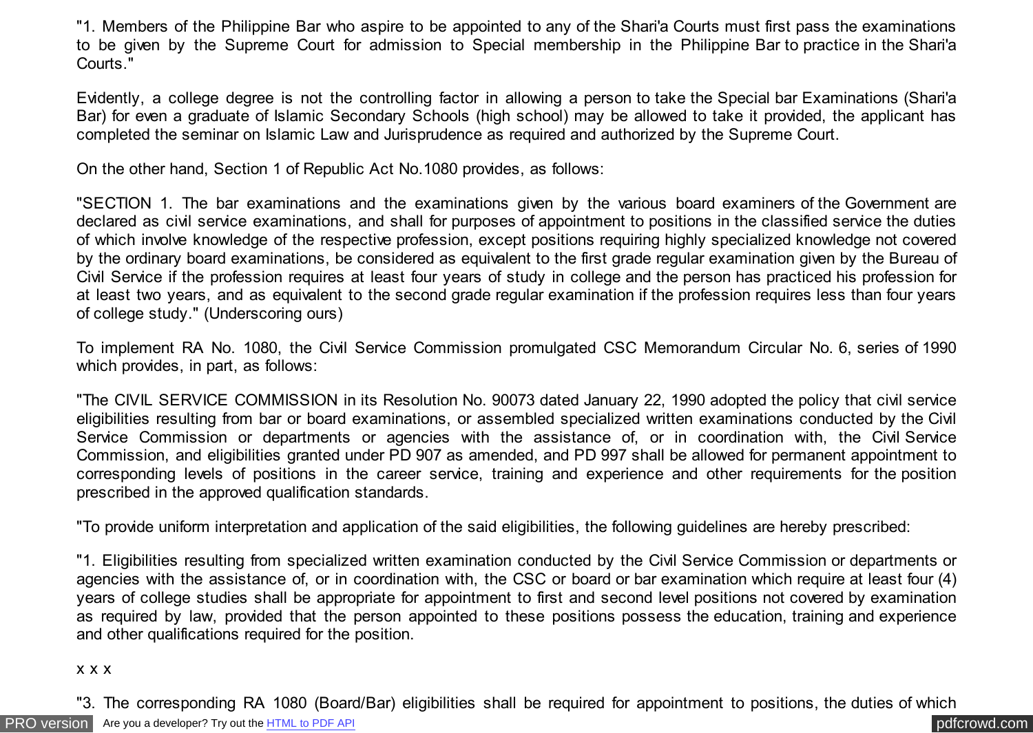"1. Members of the Philippine Bar who aspire to be appointed to any of the Shari'a Courts must first pass the examinations to be given by the Supreme Court for admission to Special membership in the Philippine Bar to practice in the Shari'a Courts."

Evidently, a college degree is not the controlling factor in allowing a person to take the Special bar Examinations (Shari'a Bar) for even a graduate of Islamic Secondary Schools (high school) may be allowed to take it provided, the applicant has completed the seminar on Islamic Law and Jurisprudence as required and authorized by the Supreme Court.

On the other hand, Section 1 of Republic Act No.1080 provides, as follows:

"SECTION 1. The bar examinations and the examinations given by the various board examiners of the Government are declared as civil service examinations, and shall for purposes of appointment to positions in the classified service the duties of which involve knowledge of the respective profession, except positions requiring highly specialized knowledge not covered by the ordinary board examinations, be considered as equivalent to the first grade regular examination given by the Bureau of Civil Service if the profession requires at least four years of study in college and the person has practiced his profession for at least two years, and as equivalent to the second grade regular examination if the profession requires less than four years of college study." (Underscoring ours)

To implement RA No. 1080, the Civil Service Commission promulgated CSC Memorandum Circular No. 6, series of 1990 which provides, in part, as follows:

"The CIVIL SERVICE COMMISSION in its Resolution No. 90073 dated January 22, 1990 adopted the policy that civil service eligibilities resulting from bar or board examinations, or assembled specialized written examinations conducted by the Civil Service Commission or departments or agencies with the assistance of, or in coordination with, the Civil Service Commission, and eligibilities granted under PD 907 as amended, and PD 997 shall be allowed for permanent appointment to corresponding levels of positions in the career service, training and experience and other requirements for the position prescribed in the approved qualification standards.

"To provide uniform interpretation and application of the said eligibilities, the following guidelines are hereby prescribed:

"1. Eligibilities resulting from specialized written examination conducted by the Civil Service Commission or departments or agencies with the assistance of, or in coordination with, the CSC or board or bar examination which require at least four (4) years of college studies shall be appropriate for appointment to first and second level positions not covered by examination as required by law, provided that the person appointed to these positions possess the education, training and experience and other qualifications required for the position.

x x x

"3. The corresponding RA 1080 (Board/Bar) eligibilities shall be required for appointment to positions, the duties of which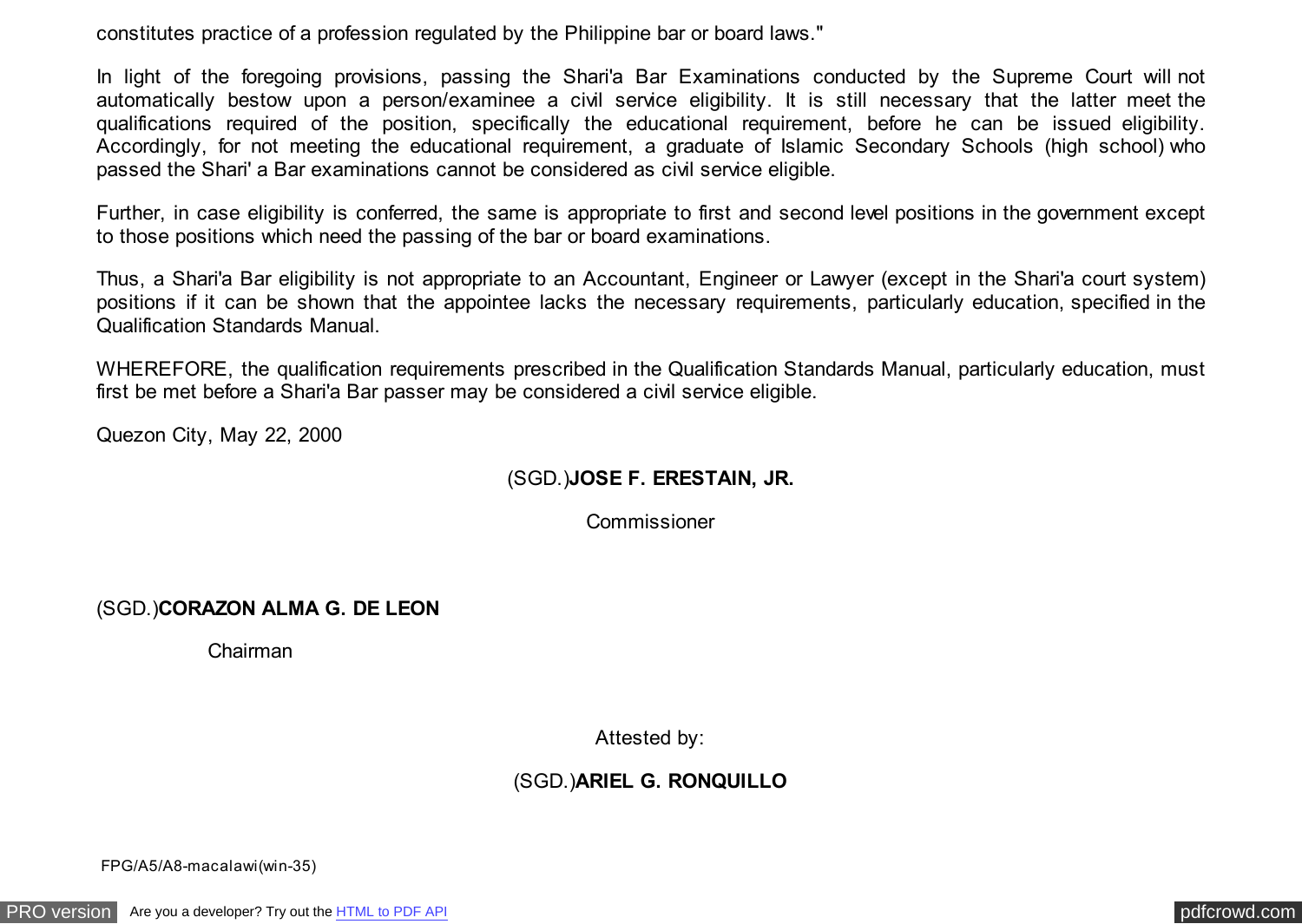constitutes practice of a profession regulated by the Philippine bar or board laws."

In light of the foregoing provisions, passing the Shari'a Bar Examinations conducted by the Supreme Court will not automatically bestow upon a person/examinee a civil service eligibility. It is still necessary that the latter meet the qualifications required of the position, specifically the educational requirement, before he can be issued eligibility. Accordingly, for not meeting the educational requirement, a graduate of Islamic Secondary Schools (high school) who passed the Shari' a Bar examinations cannot be considered as civil service eligible.

Further, in case eligibility is conferred, the same is appropriate to first and second level positions in the government except to those positions which need the passing of the bar or board examinations.

Thus, a Shari'a Bar eligibility is not appropriate to an Accountant, Engineer or Lawyer (except in the Shari'a court system) positions if it can be shown that the appointee lacks the necessary requirements, particularly education, specified in the Qualification Standards Manual.

WHEREFORE, the qualification requirements prescribed in the Qualification Standards Manual, particularly education, must first be met before a Shari'a Bar passer may be considered a civil service eligible.

Quezon City, May 22, 2000

(SGD.)**JOSE F. ERESTAIN, JR.**

Commissioner

(SGD.)**CORAZON ALMA G. DE LEON**

Chairman

Attested by:

(SGD.)**ARIEL G. RONQUILLO**

FPG/A5/A8-macalawi(win-35)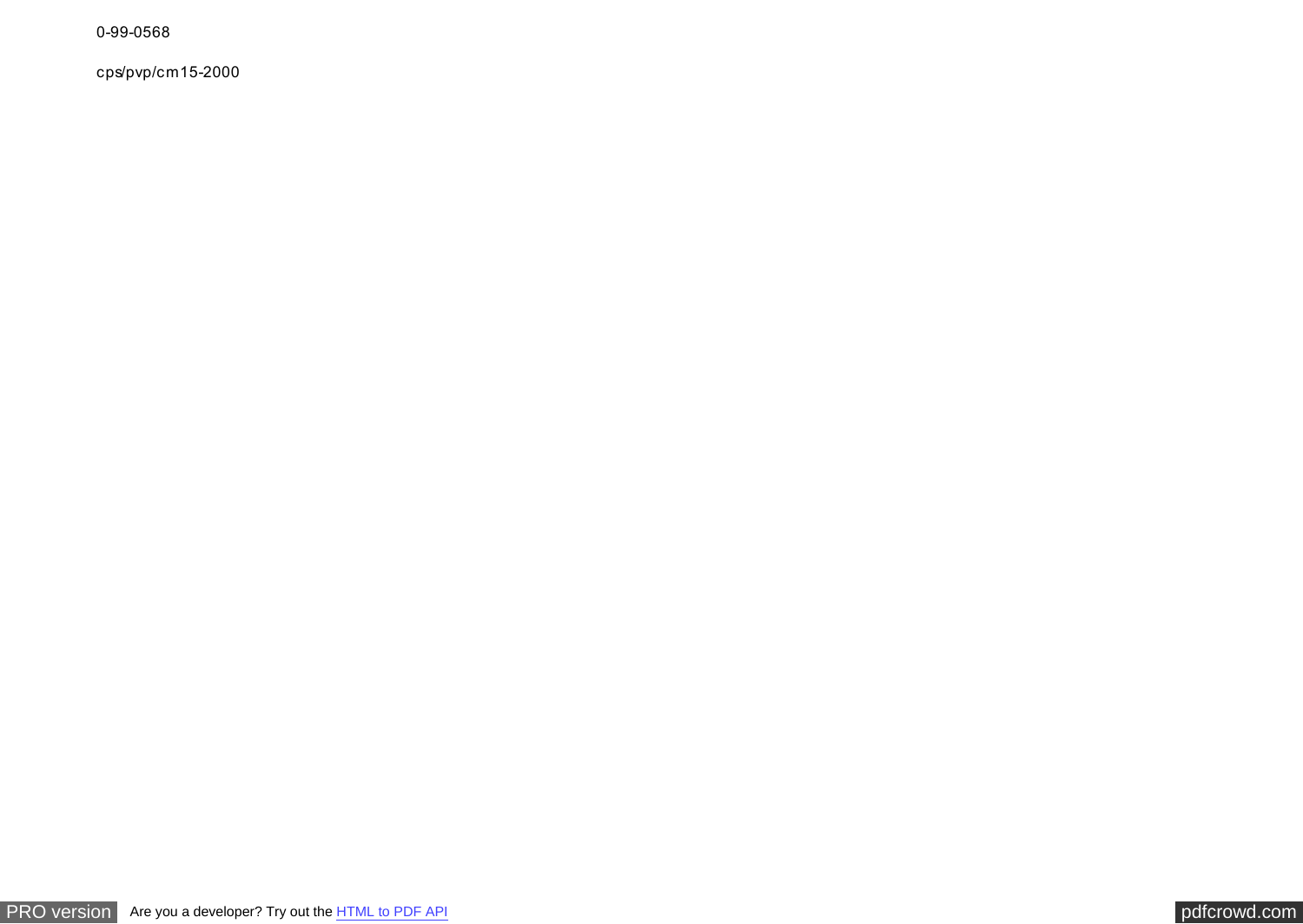0-99-0568

cps/pvp/cm15-2000